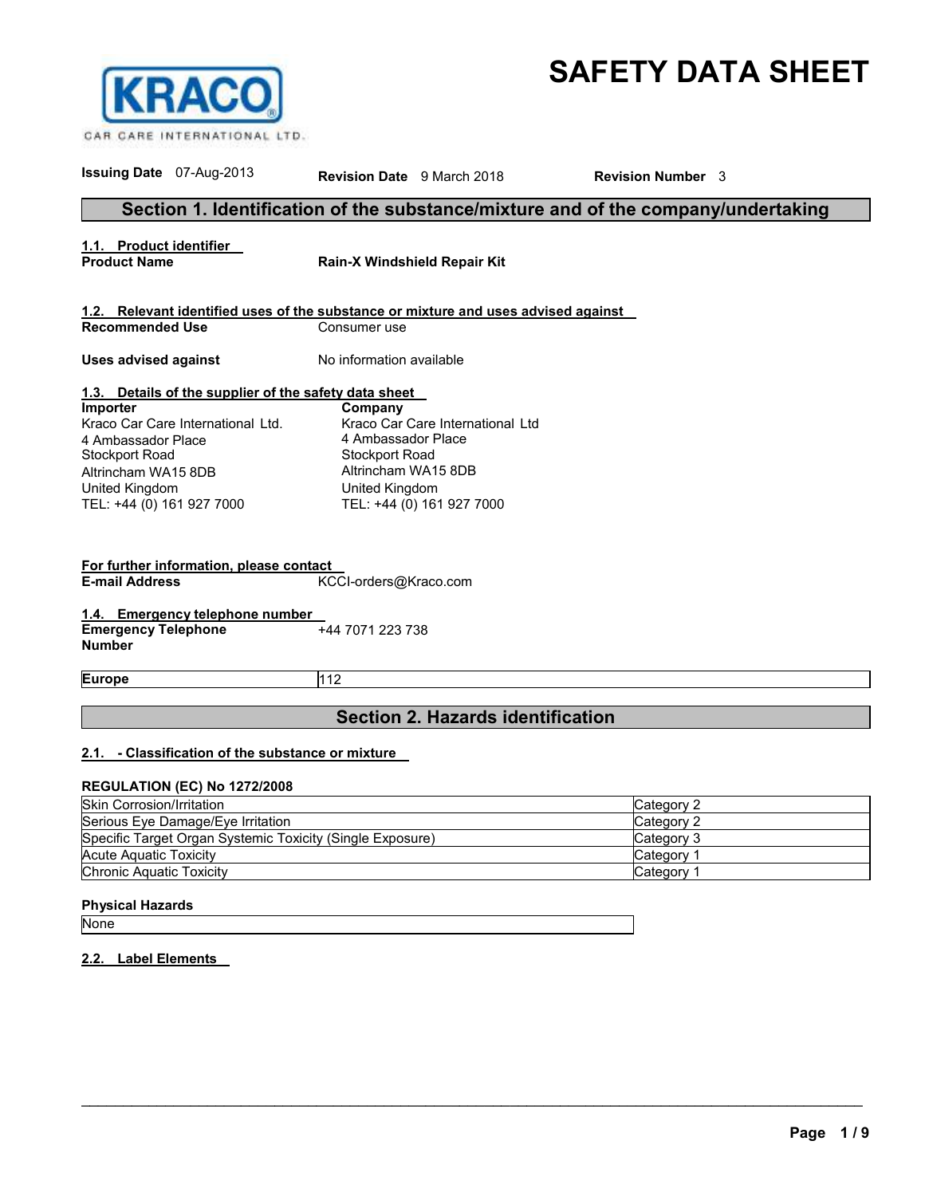KRACO CAR CARE INTERNATIONAL LTD.

# SAFETY DATA SHEET

**Issuing Date** 07-Aug-2013 **Revision Date** 9 March 2018 **Revision Number** 3

## Section 1. Identification of the substance/mixture and of the company/undertaking

### 1.1. Product identifier

**Product Name** **Rain-X Windshield Repair Kit**

### 1.2. Relevant identified uses of the substance or mixture and uses advised against

**Recommended Use** Consumer use

**Uses advised against** No information available

### 1.3. Details of the supplier of the safety data sheet

**Importer**
Kraco Car Care International Ltd.
4 Ambassador Place
Stockport Road
Altrincham WA15 8DB
United Kingdom
TEL: +44 (0) 161 927 7000

**Company**
Kraco Car Care International Ltd
4 Ambassador Place
Stockport Road
Altrincham WA15 8DB
United Kingdom
TEL: +44 (0) 161 927 7000

**For further information, please contact**

**E-mail Address** KCCI-orders@Kraco.com

### 1.4. Emergency telephone number

**Emergency Telephone Number** +44 7071 223 738

| Europe | 112 |
|---|---|

## Section 2. Hazards identification

### 2.1. - Classification of the substance or mixture

**REGULATION (EC) No 1272/2008**

| | |
|---|---|
| Skin Corrosion/Irritation | Category 2 |
| Serious Eye Damage/Eye Irritation | Category 2 |
| Specific Target Organ Systemic Toxicity (Single Exposure) | Category 3 |
| Acute Aquatic Toxicity | Category 1 |
| Chronic Aquatic Toxicity | Category 1 |

**Physical Hazards**

| None |
|---|

### 2.2. Label Elements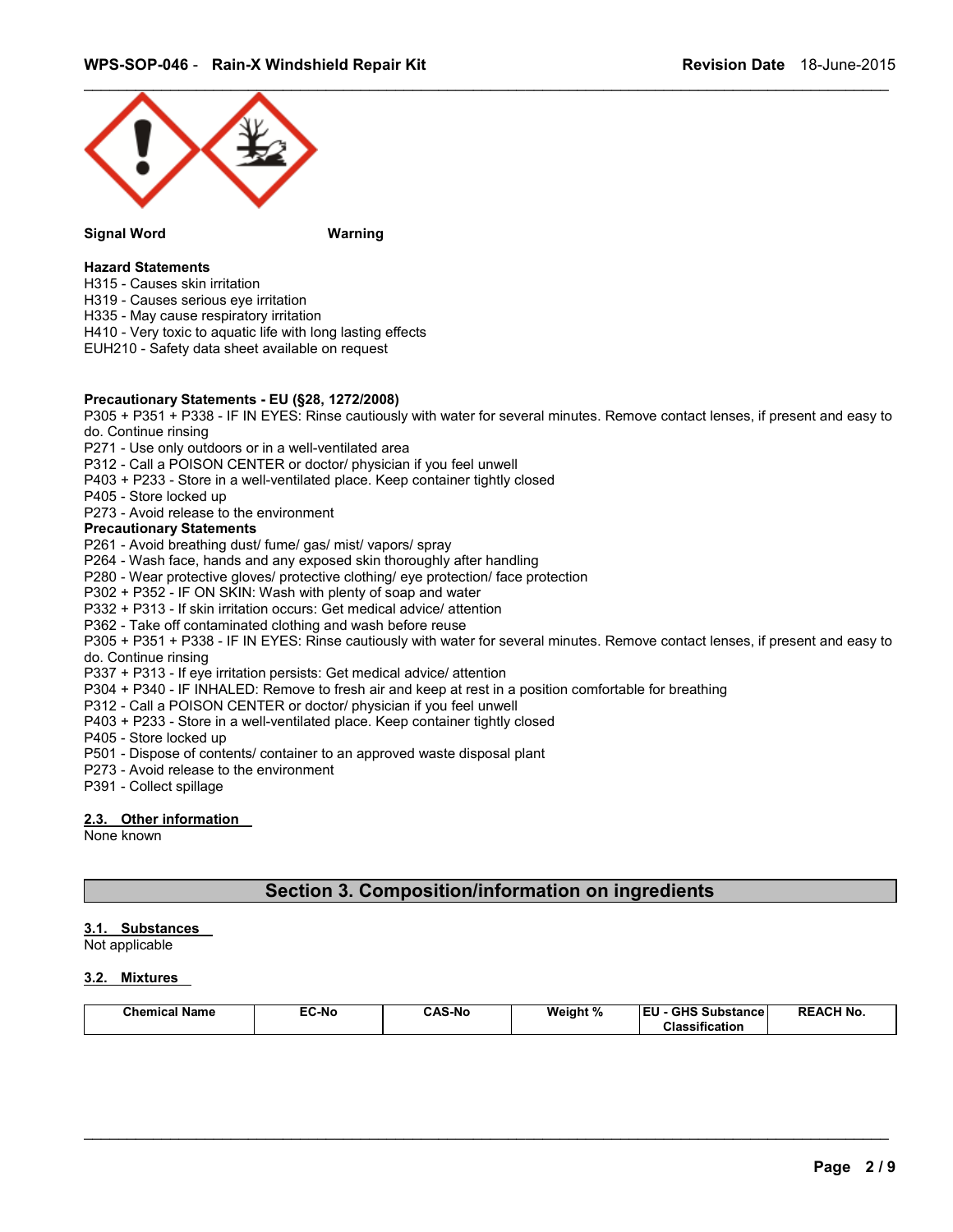**Signal Word** Warning

**Hazard Statements**
H315 - Causes skin irritation
H319 - Causes serious eye irritation
H335 - May cause respiratory irritation
H410 - Very toxic to aquatic life with long lasting effects
EUH210 - Safety data sheet available on request

**Precautionary Statements - EU (§28, 1272/2008)**
P305 + P351 + P338 - IF IN EYES: Rinse cautiously with water for several minutes. Remove contact lenses, if present and easy to do. Continue rinsing
P271 - Use only outdoors or in a well-ventilated area
P312 - Call a POISON CENTER or doctor/ physician if you feel unwell
P403 + P233 - Store in a well-ventilated place. Keep container tightly closed
P405 - Store locked up
P273 - Avoid release to the environment
**Precautionary Statements**
P261 - Avoid breathing dust/ fume/ gas/ mist/ vapors/ spray
P264 - Wash face, hands and any exposed skin thoroughly after handling
P280 - Wear protective gloves/ protective clothing/ eye protection/ face protection
P302 + P352 - IF ON SKIN: Wash with plenty of soap and water
P332 + P313 - If skin irritation occurs: Get medical advice/ attention
P362 - Take off contaminated clothing and wash before reuse
P305 + P351 + P338 - IF IN EYES: Rinse cautiously with water for several minutes. Remove contact lenses, if present and easy to do. Continue rinsing
P337 + P313 - If eye irritation persists: Get medical advice/ attention
P304 + P340 - IF INHALED: Remove to fresh air and keep at rest in a position comfortable for breathing
P312 - Call a POISON CENTER or doctor/ physician if you feel unwell
P403 + P233 - Store in a well-ventilated place. Keep container tightly closed
P405 - Store locked up
P501 - Dispose of contents/ container to an approved waste disposal plant
P273 - Avoid release to the environment
P391 - Collect spillage

### 2.3. Other information

None known

## Section 3. Composition/information on ingredients

### 3.1. Substances

Not applicable

### 3.2. Mixtures

| Chemical Name | EC-No | CAS-No | Weight % | EU - GHS Substance Classification | REACH No. |
|---|---|---|---|---|---|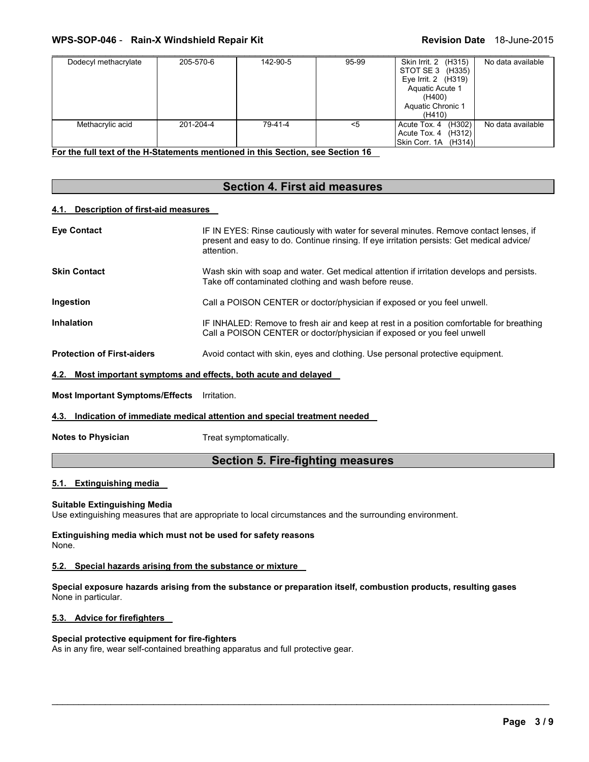| Dodecyl methacrylate | 205-570-6 | 142-90-5 | 95-99 | Skin Irrit. 2 (H315) STOT SE 3 (H335) Eye Irrit. 2 (H319) Aquatic Acute 1 (H400) Aquatic Chronic 1 (H410) | No data available |
|---|---|---|---|---|---|
| Methacrylic acid | 201-204-4 | 79-41-4 | <5 | Acute Tox. 4 (H302) Acute Tox. 4 (H312) Skin Corr. 1A (H314) | No data available |

**For the full text of the H-Statements mentioned in this Section, see Section 16**

## Section 4. First aid measures

### 4.1. Description of first-aid measures

**Eye Contact** IF IN EYES: Rinse cautiously with water for several minutes. Remove contact lenses, if present and easy to do. Continue rinsing. If eye irritation persists: Get medical advice/ attention.

**Skin Contact** Wash skin with soap and water. Get medical attention if irritation develops and persists. Take off contaminated clothing and wash before reuse.

**Ingestion** Call a POISON CENTER or doctor/physician if exposed or you feel unwell.

**Inhalation** IF INHALED: Remove to fresh air and keep at rest in a position comfortable for breathing Call a POISON CENTER or doctor/physician if exposed or you feel unwell

**Protection of First-aiders** Avoid contact with skin, eyes and clothing. Use personal protective equipment.

### 4.2. Most important symptoms and effects, both acute and delayed

**Most Important Symptoms/Effects** Irritation.

### 4.3. Indication of immediate medical attention and special treatment needed

**Notes to Physician** Treat symptomatically.

## Section 5. Fire-fighting measures

### 5.1. Extinguishing media

**Suitable Extinguishing Media**
Use extinguishing measures that are appropriate to local circumstances and the surrounding environment.

**Extinguishing media which must not be used for safety reasons**
None.

### 5.2. Special hazards arising from the substance or mixture

**Special exposure hazards arising from the substance or preparation itself, combustion products, resulting gases**
None in particular.

### 5.3. Advice for firefighters

**Special protective equipment for fire-fighters**
As in any fire, wear self-contained breathing apparatus and full protective gear.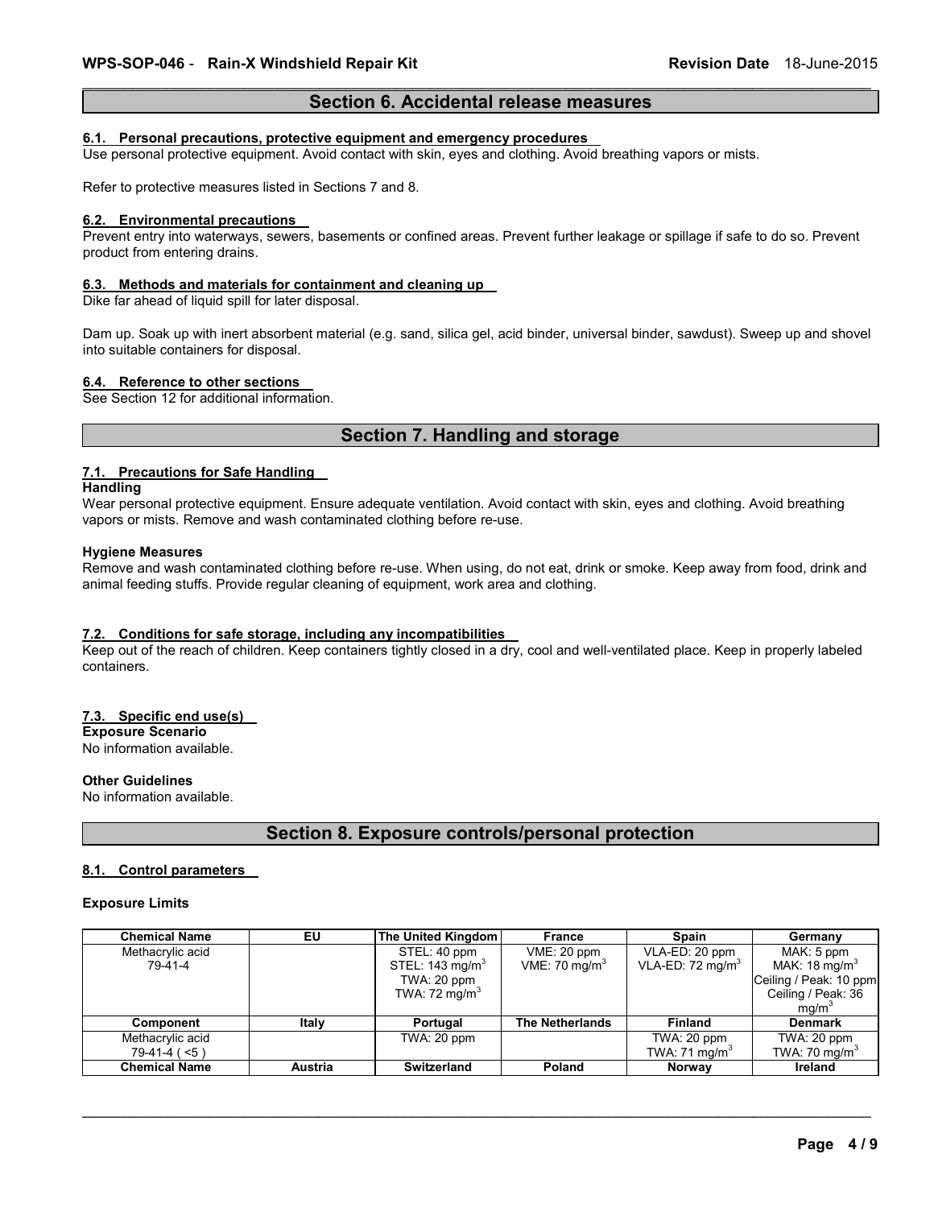## Section 6. Accidental release measures

### 6.1. Personal precautions, protective equipment and emergency procedures

Use personal protective equipment. Avoid contact with skin, eyes and clothing. Avoid breathing vapors or mists.

Refer to protective measures listed in Sections 7 and 8.

### 6.2. Environmental precautions

Prevent entry into waterways, sewers, basements or confined areas. Prevent further leakage or spillage if safe to do so. Prevent product from entering drains.

### 6.3. Methods and materials for containment and cleaning up

Dike far ahead of liquid spill for later disposal.

Dam up. Soak up with inert absorbent material (e.g. sand, silica gel, acid binder, universal binder, sawdust). Sweep up and shovel into suitable containers for disposal.

### 6.4. Reference to other sections

See Section 12 for additional information.

## Section 7. Handling and storage

### 7.1. Precautions for Safe Handling

**Handling**

Wear personal protective equipment. Ensure adequate ventilation. Avoid contact with skin, eyes and clothing. Avoid breathing vapors or mists. Remove and wash contaminated clothing before re-use.

**Hygiene Measures**

Remove and wash contaminated clothing before re-use. When using, do not eat, drink or smoke. Keep away from food, drink and animal feeding stuffs. Provide regular cleaning of equipment, work area and clothing.

### 7.2. Conditions for safe storage, including any incompatibilities

Keep out of the reach of children. Keep containers tightly closed in a dry, cool and well-ventilated place. Keep in properly labeled containers.

### 7.3. Specific end use(s)

**Exposure Scenario**

No information available.

**Other Guidelines**

No information available.

## Section 8. Exposure controls/personal protection

### 8.1. Control parameters

**Exposure Limits**

| Chemical Name | EU | The United Kingdom | France | Spain | Germany |
|---|---|---|---|---|---|
| Methacrylic acid 79-41-4 | | STEL: 40 ppm STEL: 143 mg/m$^3$ TWA: 20 ppm TWA: 72 mg/m$^3$ | VME: 20 ppm VME: 70 mg/m$^3$ | VLA-ED: 20 ppm VLA-ED: 72 mg/m$^3$ | MAK: 5 ppm MAK: 18 mg/m$^3$ Ceiling / Peak: 10 ppm Ceiling / Peak: 36 mg/m$^3$ |
| **Component** | **Italy** | **Portugal** | **The Netherlands** | **Finland** | **Denmark** |
| Methacrylic acid 79-41-4 ( <5 ) | | TWA: 20 ppm | | TWA: 20 ppm TWA: 71 mg/m$^3$ | TWA: 20 ppm TWA: 70 mg/m$^3$ |
| **Chemical Name** | **Austria** | **Switzerland** | **Poland** | **Norway** | **Ireland** |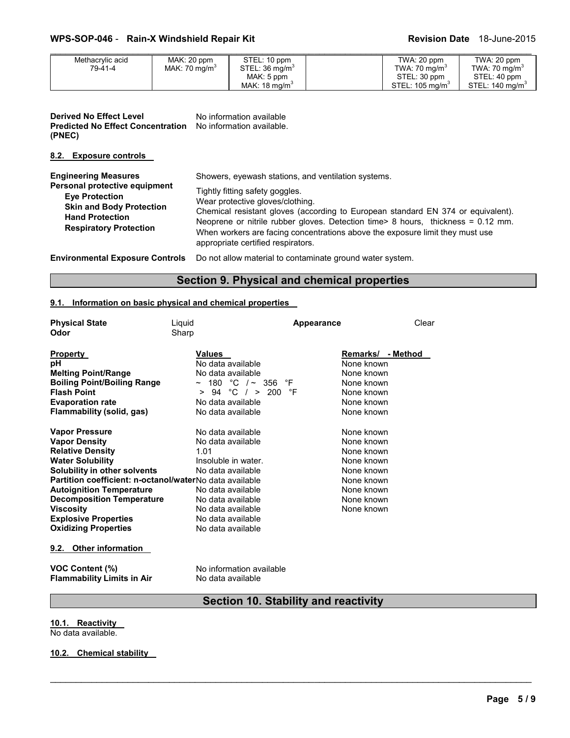| Methacrylic acid 79-41-4 | MAK: 20 ppm MAK: 70 mg/m$^3$ | STEL: 10 ppm STEL: 36 mg/m$^3$ MAK: 5 ppm MAK: 18 mg/m$^3$ | | TWA: 20 ppm TWA: 70 mg/m$^3$ STEL: 30 ppm STEL: 105 mg/m$^3$ | TWA: 20 ppm TWA: 70 mg/m$^3$ STEL: 40 ppm STEL: 140 mg/m$^3$ |
|---|---|---|---|---|---|

**Derived No Effect Level** No information available
**Predicted No Effect Concentration (PNEC)** No information available.

### 8.2. Exposure controls

**Engineering Measures** Showers, eyewash stations, and ventilation systems.

**Personal protective equipment**
**Eye Protection** Tightly fitting safety goggles.
**Skin and Body Protection** Wear protective gloves/clothing.
**Hand Protection** Chemical resistant gloves (according to European standard EN 374 or equivalent). Neoprene or nitrile rubber gloves. Detection time> 8 hours, thickness = 0.12 mm.
**Respiratory Protection** When workers are facing concentrations above the exposure limit they must use appropriate certified respirators.

**Environmental Exposure Controls** Do not allow material to contaminate ground water system.

## Section 9. Physical and chemical properties

### 9.1. Information on basic physical and chemical properties

**Physical State** Liquid **Appearance** Clear
**Odor** Sharp

| Property | Values | Remarks/ - Method |
|---|---|---|
| **pH** | No data available | None known |
| **Melting Point/Range** | No data available | None known |
| **Boiling Point/Boiling Range** | ~ 180 °C / ~ 356 °F | None known |
| **Flash Point** | > 94 °C / > 200 °F | None known |
| **Evaporation rate** | No data available | None known |
| **Flammability (solid, gas)** | No data available | None known |
| **Vapor Pressure** | No data available | None known |
| **Vapor Density** | No data available | None known |
| **Relative Density** | 1.01 | None known |
| **Water Solubility** | Insoluble in water. | None known |
| **Solubility in other solvents** | No data available | None known |
| **Partition coefficient: n-octanol/water** | No data available | None known |
| **Autoignition Temperature** | No data available | None known |
| **Decomposition Temperature** | No data available | None known |
| **Viscosity** | No data available | None known |
| **Explosive Properties** | No data available | |
| **Oxidizing Properties** | No data available | |

### 9.2. Other information

**VOC Content (%)** No information available
**Flammability Limits in Air** No data available

## Section 10. Stability and reactivity

### 10.1. Reactivity

No data available.

### 10.2. Chemical stability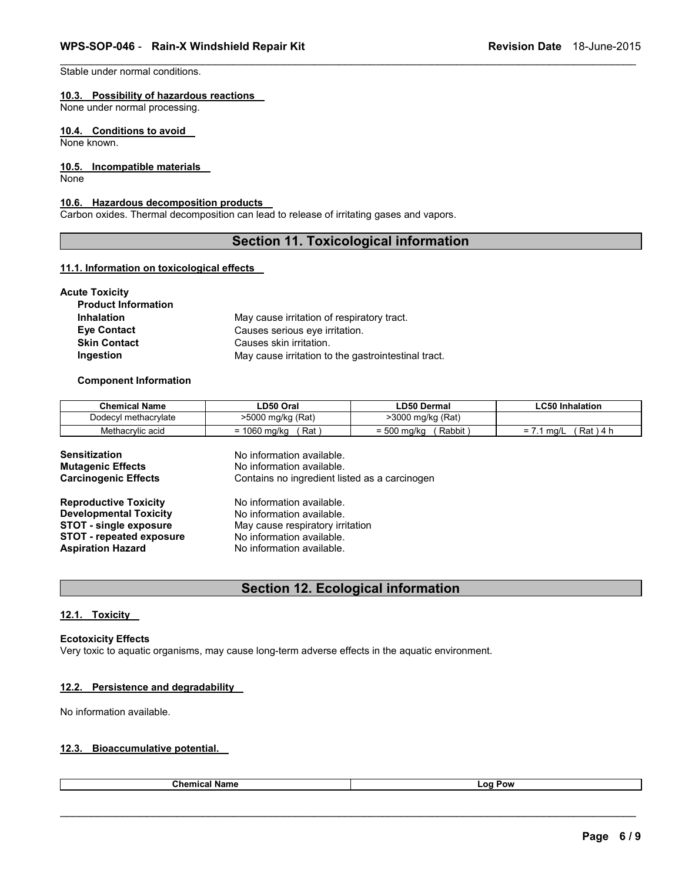Stable under normal conditions.

### 10.3. Possibility of hazardous reactions

None under normal processing.

### 10.4. Conditions to avoid

None known.

### 10.5. Incompatible materials

None

### 10.6. Hazardous decomposition products

Carbon oxides. Thermal decomposition can lead to release of irritating gases and vapors.

## Section 11. Toxicological information

### 11.1. Information on toxicological effects

**Acute Toxicity**

**Product Information**

| | |
|---|---|
| **Inhalation** | May cause irritation of respiratory tract. |
| **Eye Contact** | Causes serious eye irritation. |
| **Skin Contact** | Causes skin irritation. |
| **Ingestion** | May cause irritation to the gastrointestinal tract. |

**Component Information**

| Chemical Name | LD50 Oral | LD50 Dermal | LC50 Inhalation |
|---|---|---|---|
| Dodecyl methacrylate | >5000 mg/kg (Rat) | >3000 mg/kg (Rat) | |
| Methacrylic acid | = 1060 mg/kg ( Rat ) | = 500 mg/kg ( Rabbit ) | = 7.1 mg/L ( Rat ) 4 h |

| | |
|---|---|
| **Sensitization** | No information available. |
| **Mutagenic Effects** | No information available. |
| **Carcinogenic Effects** | Contains no ingredient listed as a carcinogen |
| **Reproductive Toxicity** | No information available. |
| **Developmental Toxicity** | No information available. |
| **STOT - single exposure** | May cause respiratory irritation |
| **STOT - repeated exposure** | No information available. |
| **Aspiration Hazard** | No information available. |

## Section 12. Ecological information

### 12.1. Toxicity

**Ecotoxicity Effects**

Very toxic to aquatic organisms, may cause long-term adverse effects in the aquatic environment.

### 12.2. Persistence and degradability

No information available.

### 12.3. Bioaccumulative potential.

| Chemical Name | Log Pow |
|---|---|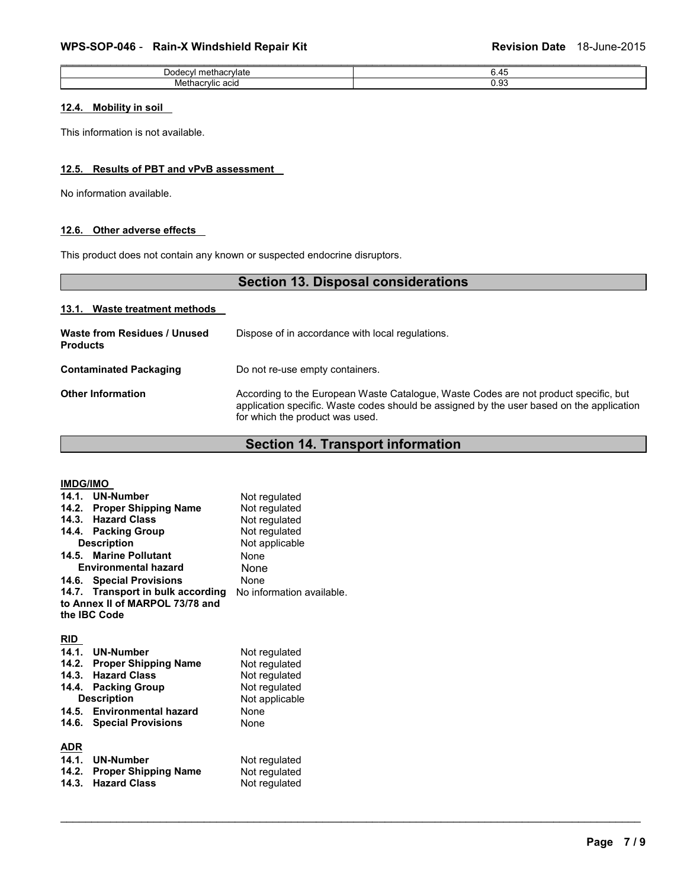| Dodecyl methacrylate | 6.45 |
|---|---|
| Methacrylic acid | 0.93 |

### 12.4. Mobility in soil

This information is not available.

### 12.5. Results of PBT and vPvB assessment

No information available.

### 12.6. Other adverse effects

This product does not contain any known or suspected endocrine disruptors.

## Section 13. Disposal considerations

### 13.1. Waste treatment methods

**Waste from Residues / Unused Products** Dispose of in accordance with local regulations.

**Contaminated Packaging** Do not re-use empty containers.

**Other Information** According to the European Waste Catalogue, Waste Codes are not product specific, but application specific. Waste codes should be assigned by the user based on the application for which the product was used.

## Section 14. Transport information

**IMDG/IMO**

**14.1. UN-Number** Not regulated
**14.2. Proper Shipping Name** Not regulated
**14.3. Hazard Class** Not regulated
**14.4. Packing Group** Not regulated
**Description** Not applicable
**14.5. Marine Pollutant** None
**Environmental hazard** None
**14.6. Special Provisions** None
**14.7. Transport in bulk according to Annex II of MARPOL 73/78 and the IBC Code** No information available.

**RID**

**14.1. UN-Number** Not regulated
**14.2. Proper Shipping Name** Not regulated
**14.3. Hazard Class** Not regulated
**14.4. Packing Group** Not regulated
**Description** Not applicable
**14.5. Environmental hazard** None
**14.6. Special Provisions** None

**ADR**

**14.1. UN-Number** Not regulated
**14.2. Proper Shipping Name** Not regulated
**14.3. Hazard Class** Not regulated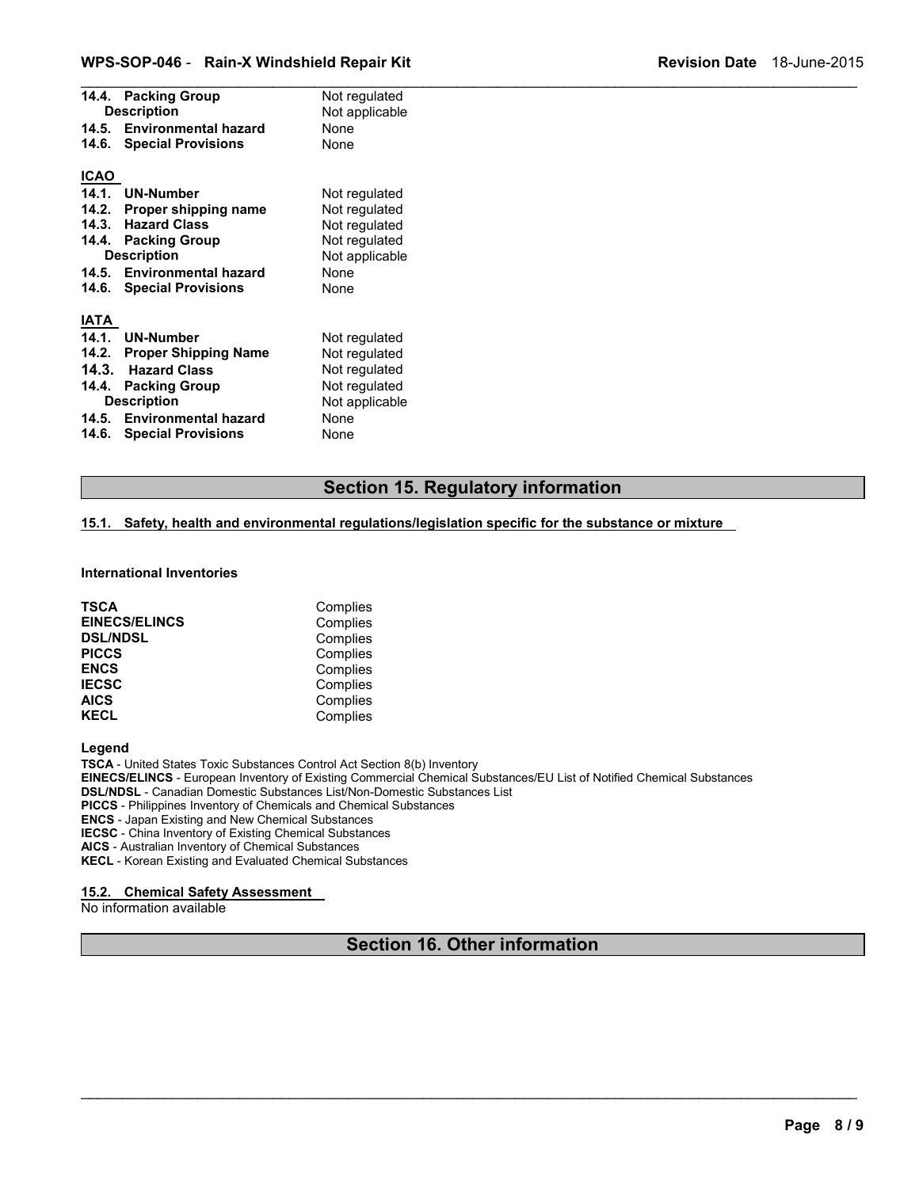| | |
|---|---|
| **14.4. Packing Group** | Not regulated |
| **Description** | Not applicable |
| **14.5. Environmental hazard** | None |
| **14.6. Special Provisions** | None |

**ICAO**

| | |
|---|---|
| **14.1. UN-Number** | Not regulated |
| **14.2. Proper shipping name** | Not regulated |
| **14.3. Hazard Class** | Not regulated |
| **14.4. Packing Group** | Not regulated |
| **Description** | Not applicable |
| **14.5. Environmental hazard** | None |
| **14.6. Special Provisions** | None |

**IATA**

| | |
|---|---|
| **14.1. UN-Number** | Not regulated |
| **14.2. Proper Shipping Name** | Not regulated |
| **14.3. Hazard Class** | Not regulated |
| **14.4. Packing Group** | Not regulated |
| **Description** | Not applicable |
| **14.5. Environmental hazard** | None |
| **14.6. Special Provisions** | None |

## Section 15. Regulatory information

### 15.1. Safety, health and environmental regulations/legislation specific for the substance or mixture

**International Inventories**

| | |
|---|---|
| **TSCA** | Complies |
| **EINECS/ELINCS** | Complies |
| **DSL/NDSL** | Complies |
| **PICCS** | Complies |
| **ENCS** | Complies |
| **IECSC** | Complies |
| **AICS** | Complies |
| **KECL** | Complies |

**Legend**

**TSCA** - United States Toxic Substances Control Act Section 8(b) Inventory
**EINECS/ELINCS** - European Inventory of Existing Commercial Chemical Substances/EU List of Notified Chemical Substances
**DSL/NDSL** - Canadian Domestic Substances List/Non-Domestic Substances List
**PICCS** - Philippines Inventory of Chemicals and Chemical Substances
**ENCS** - Japan Existing and New Chemical Substances
**IECSC** - China Inventory of Existing Chemical Substances
**AICS** - Australian Inventory of Chemical Substances
**KECL** - Korean Existing and Evaluated Chemical Substances

### 15.2. Chemical Safety Assessment

No information available

## Section 16. Other information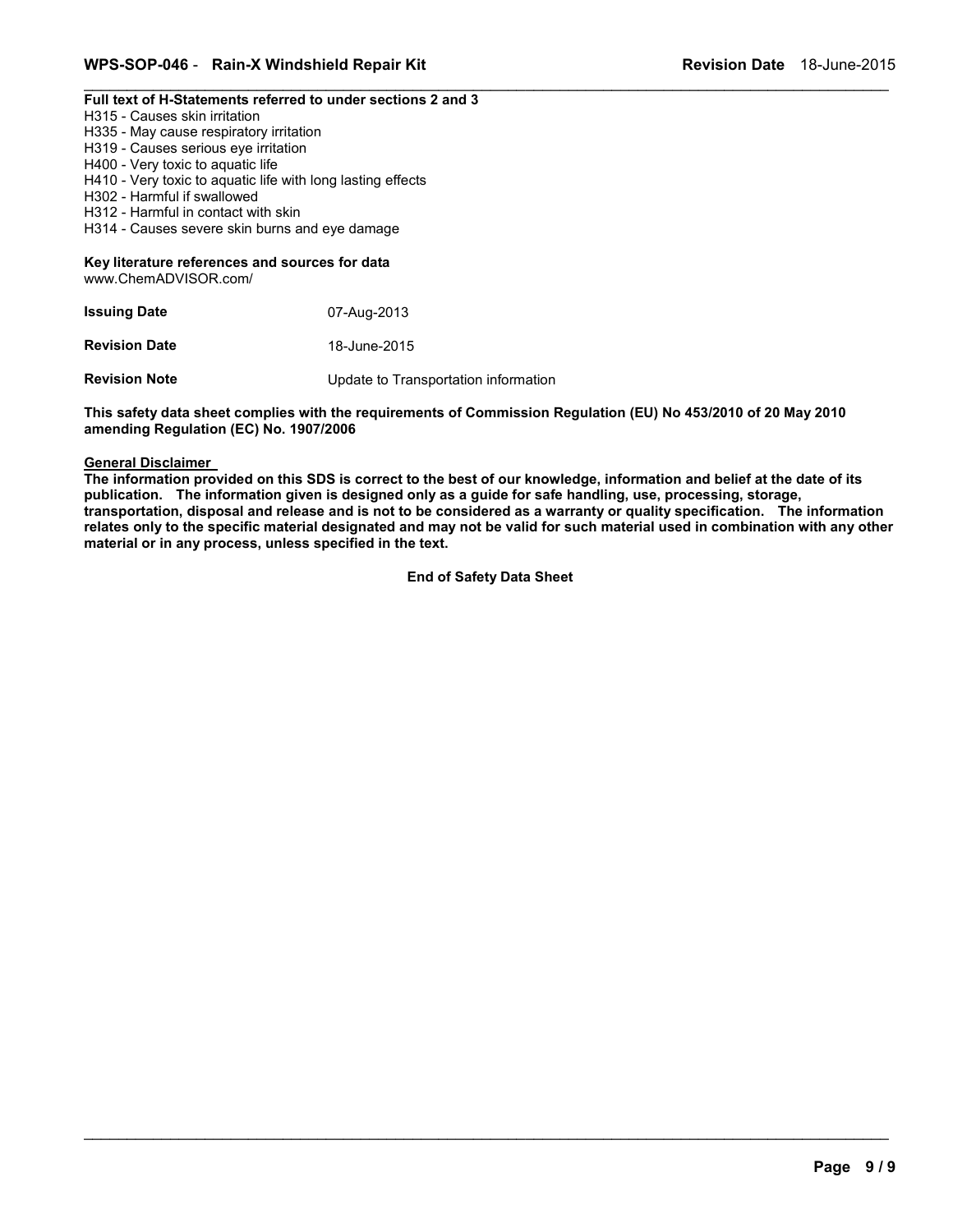**Full text of H-Statements referred to under sections 2 and 3**

H315 - Causes skin irritation
H335 - May cause respiratory irritation
H319 - Causes serious eye irritation
H400 - Very toxic to aquatic life
H410 - Very toxic to aquatic life with long lasting effects
H302 - Harmful if swallowed
H312 - Harmful in contact with skin
H314 - Causes severe skin burns and eye damage

**Key literature references and sources for data**

www.ChemADVISOR.com/

| | |
|---|---|
| **Issuing Date** | 07-Aug-2013 |
| **Revision Date** | 18-June-2015 |
| **Revision Note** | Update to Transportation information |

**This safety data sheet complies with the requirements of Commission Regulation (EU) No 453/2010 of 20 May 2010 amending Regulation (EC) No. 1907/2006**

**General Disclaimer**

**The information provided on this SDS is correct to the best of our knowledge, information and belief at the date of its publication. The information given is designed only as a guide for safe handling, use, processing, storage, transportation, disposal and release and is not to be considered as a warranty or quality specification. The information relates only to the specific material designated and may not be valid for such material used in combination with any other material or in any process, unless specified in the text.**

**End of Safety Data Sheet**